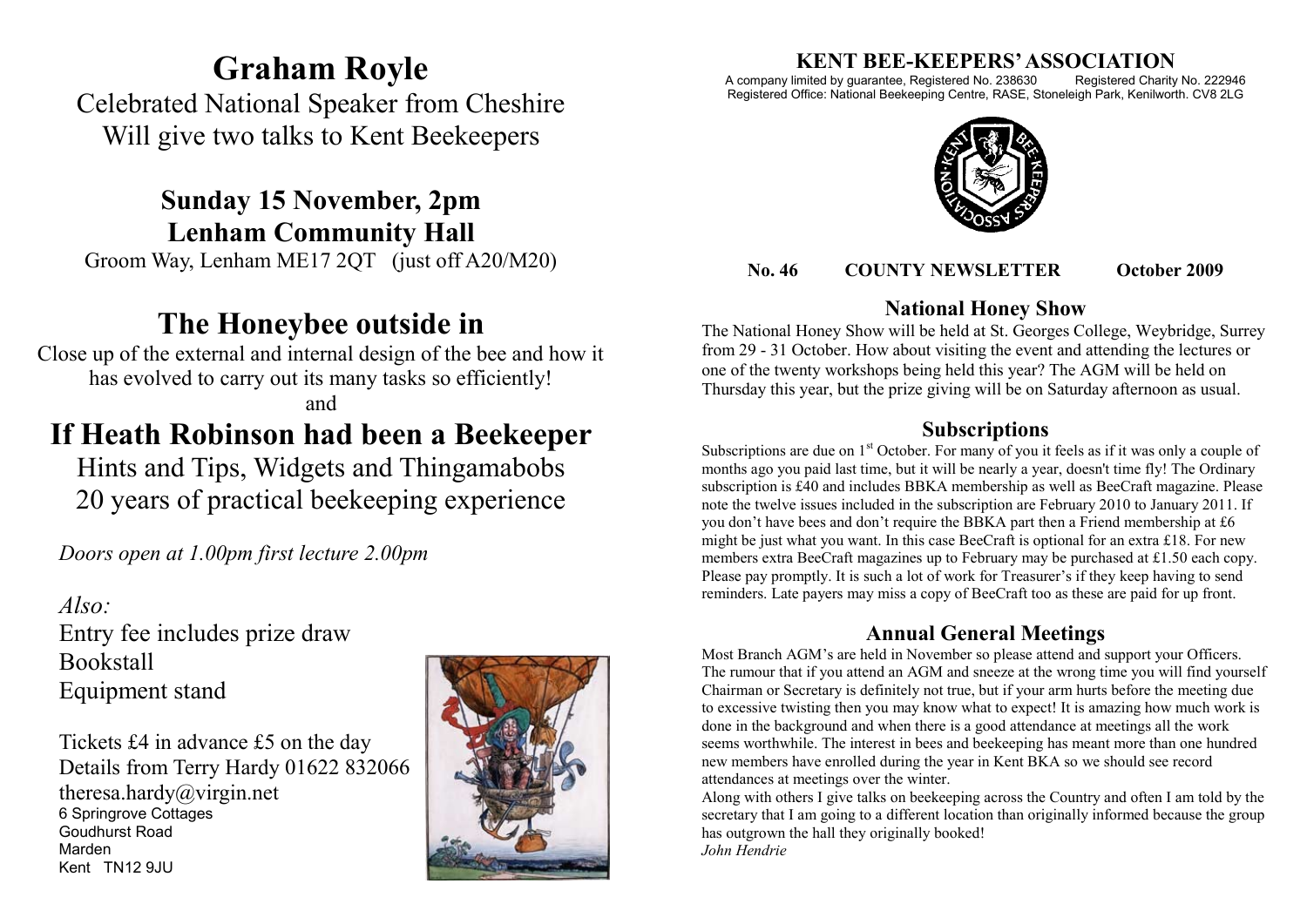# Graham Royle

Celebrated National Speaker from Cheshire
Will give two talks to Kent Beekeepers

## Sunday 15 November, 2pm
## Lenham Community Hall

Groom Way, Lenham ME17 2QT (just off A20/M20)

# The Honeybee outside in

Close up of the external and internal design of the bee and how it has evolved to carry out its many tasks so efficiently!

and

# If Heath Robinson had been a Beekeeper

Hints and Tips, Widgets and Thingamabobs
20 years of practical beekeeping experience

*Doors open at 1.00pm first lecture 2.00pm*

*Also:*
Entry fee includes prize draw
Bookstall
Equipment stand

Tickets £4 in advance £5 on the day
Details from Terry Hardy 01622 832066
theresa.hardy@virgin.net
6 Springrove Cottages
Goudhurst Road
Marden
Kent TN12 9JU

## KENT BEE-KEEPERS' ASSOCIATION

A company limited by guarantee, Registered No. 238630 Registered Charity No. 222946
Registered Office: National Beekeeping Centre, RASE, Stoneleigh Park, Kenilworth. CV8 2LG

**No. 46 COUNTY NEWSLETTER October 2009**

### National Honey Show

The National Honey Show will be held at St. Georges College, Weybridge, Surrey from 29 - 31 October. How about visiting the event and attending the lectures or one of the twenty workshops being held this year? The AGM will be held on Thursday this year, but the prize giving will be on Saturday afternoon as usual.

### Subscriptions

Subscriptions are due on 1st October. For many of you it feels as if it was only a couple of months ago you paid last time, but it will be nearly a year, doesn't time fly! The Ordinary subscription is £40 and includes BBKA membership as well as BeeCraft magazine. Please note the twelve issues included in the subscription are February 2010 to January 2011. If you don't have bees and don't require the BBKA part then a Friend membership at £6 might be just what you want. In this case BeeCraft is optional for an extra £18. For new members extra BeeCraft magazines up to February may be purchased at £1.50 each copy. Please pay promptly. It is such a lot of work for Treasurer's if they keep having to send reminders. Late payers may miss a copy of BeeCraft too as these are paid for up front.

### Annual General Meetings

Most Branch AGM's are held in November so please attend and support your Officers. The rumour that if you attend an AGM and sneeze at the wrong time you will find yourself Chairman or Secretary is definitely not true, but if your arm hurts before the meeting due to excessive twisting then you may know what to expect! It is amazing how much work is done in the background and when there is a good attendance at meetings all the work seems worthwhile. The interest in bees and beekeeping has meant more than one hundred new members have enrolled during the year in Kent BKA so we should see record attendances at meetings over the winter.

Along with others I give talks on beekeeping across the Country and often I am told by the secretary that I am going to a different location than originally informed because the group has outgrown the hall they originally booked!

*John Hendrie*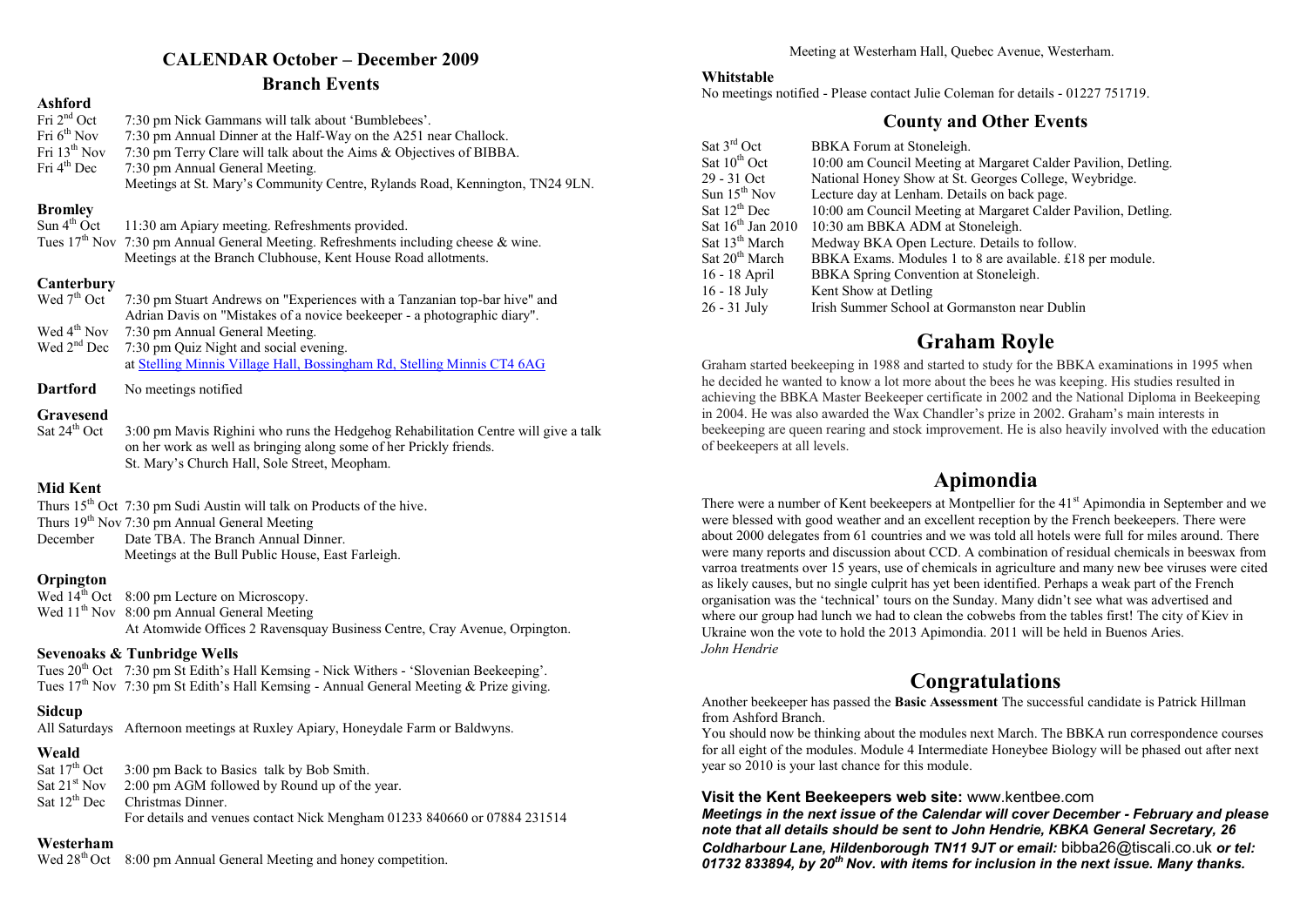# CALENDAR October – December 2009

## Branch Events

### Ashford

Fri 2nd Oct 7:30 pm Nick Gammans will talk about 'Bumblebees'.
Fri 6th Nov 7:30 pm Annual Dinner at the Half-Way on the A251 near Challock.
Fri 13th Nov 7:30 pm Terry Clare will talk about the Aims & Objectives of BIBBA.
Fri 4th Dec 7:30 pm Annual General Meeting.
Meetings at St. Mary's Community Centre, Rylands Road, Kennington, TN24 9LN.

### Bromley

Sun 4th Oct 11:30 am Apiary meeting. Refreshments provided.
Tues 17th Nov 7:30 pm Annual General Meeting. Refreshments including cheese & wine.
Meetings at the Branch Clubhouse, Kent House Road allotments.

### Canterbury

Wed 7th Oct 7:30 pm Stuart Andrews on "Experiences with a Tanzanian top-bar hive" and Adrian Davis on "Mistakes of a novice beekeeper - a photographic diary".
Wed 4th Nov 7:30 pm Annual General Meeting.
Wed 2nd Dec 7:30 pm Quiz Night and social evening.
at Stelling Minnis Village Hall, Bossingham Rd, Stelling Minnis CT4 6AG

**Dartford** No meetings notified

### Gravesend

Sat 24th Oct 3:00 pm Mavis Righini who runs the Hedgehog Rehabilitation Centre will give a talk on her work as well as bringing along some of her Prickly friends.
St. Mary's Church Hall, Sole Street, Meopham.

### Mid Kent

Thurs 15th Oct 7:30 pm Sudi Austin will talk on Products of the hive.
Thurs 19th Nov 7:30 pm Annual General Meeting
December Date TBA. The Branch Annual Dinner.
Meetings at the Bull Public House, East Farleigh.

### Orpington

Wed 14th Oct 8:00 pm Lecture on Microscopy.
Wed 11th Nov 8:00 pm Annual General Meeting
At Atomwide Offices 2 Ravensquay Business Centre, Cray Avenue, Orpington.

### Sevenoaks & Tunbridge Wells

Tues 20th Oct 7:30 pm St Edith's Hall Kemsing - Nick Withers - 'Slovenian Beekeeping'.
Tues 17th Nov 7:30 pm St Edith's Hall Kemsing - Annual General Meeting & Prize giving.

### Sidcup

All Saturdays Afternoon meetings at Ruxley Apiary, Honeydale Farm or Baldwyns.

### Weald

Sat 17th Oct 3:00 pm Back to Basics talk by Bob Smith.
Sat 21st Nov 2:00 pm AGM followed by Round up of the year.
Sat 12th Dec Christmas Dinner.
For details and venues contact Nick Mengham 01233 840660 or 07884 231514

### Westerham

Wed 28th Oct 8:00 pm Annual General Meeting and honey competition.
Meeting at Westerham Hall, Quebec Avenue, Westerham.

### Whitstable

No meetings notified - Please contact Julie Coleman for details - 01227 751719.

## County and Other Events

| | |
|---|---|
| Sat 3rd Oct | BBKA Forum at Stoneleigh. |
| Sat 10th Oct | 10:00 am Council Meeting at Margaret Calder Pavilion, Detling. |
| 29 - 31 Oct | National Honey Show at St. Georges College, Weybridge. |
| Sun 15th Nov | Lecture day at Lenham. Details on back page. |
| Sat 12th Dec | 10:00 am Council Meeting at Margaret Calder Pavilion, Detling. |
| Sat 16th Jan 2010 | 10:30 am BBKA ADM at Stoneleigh. |
| Sat 13th March | Medway BKA Open Lecture. Details to follow. |
| Sat 20th March | BBKA Exams. Modules 1 to 8 are available. £18 per module. |
| 16 - 18 April | BBKA Spring Convention at Stoneleigh. |
| 16 - 18 July | Kent Show at Detling |
| 26 - 31 July | Irish Summer School at Gormanston near Dublin |

# Graham Royle

Graham started beekeeping in 1988 and started to study for the BBKA examinations in 1995 when he decided he wanted to know a lot more about the bees he was keeping. His studies resulted in achieving the BBKA Master Beekeeper certificate in 2002 and the National Diploma in Beekeeping in 2004. He was also awarded the Wax Chandler's prize in 2002. Graham's main interests in beekeeping are queen rearing and stock improvement. He is also heavily involved with the education of beekeepers at all levels.

# Apimondia

There were a number of Kent beekeepers at Montpellier for the 41st Apimondia in September and we were blessed with good weather and an excellent reception by the French beekeepers. There were about 2000 delegates from 61 countries and we was told all hotels were full for miles around. There were many reports and discussion about CCD. A combination of residual chemicals in beeswax from varroa treatments over 15 years, use of chemicals in agriculture and many new bee viruses were cited as likely causes, but no single culprit has yet been identified. Perhaps a weak part of the French organisation was the 'technical' tours on the Sunday. Many didn't see what was advertised and where our group had lunch we had to clean the cobwebs from the tables first! The city of Kiev in Ukraine won the vote to hold the 2013 Apimondia. 2011 will be held in Buenos Aries.

*John Hendrie*

# Congratulations

Another beekeeper has passed the **Basic Assessment** The successful candidate is Patrick Hillman from Ashford Branch.

You should now be thinking about the modules next March. The BBKA run correspondence courses for all eight of the modules. Module 4 Intermediate Honeybee Biology will be phased out after next year so 2010 is your last chance for this module.

**Visit the Kent Beekeepers web site:** www.kentbee.com

***Meetings in the next issue of the Calendar will cover December - February and please note that all details should be sent to John Hendrie, KBKA General Secretary, 26 Coldharbour Lane, Hildenborough TN11 9JT or email:*** bibba26@tiscali.co.uk ***or tel: 01732 833894, by 20th Nov. with items for inclusion in the next issue. Many thanks.***